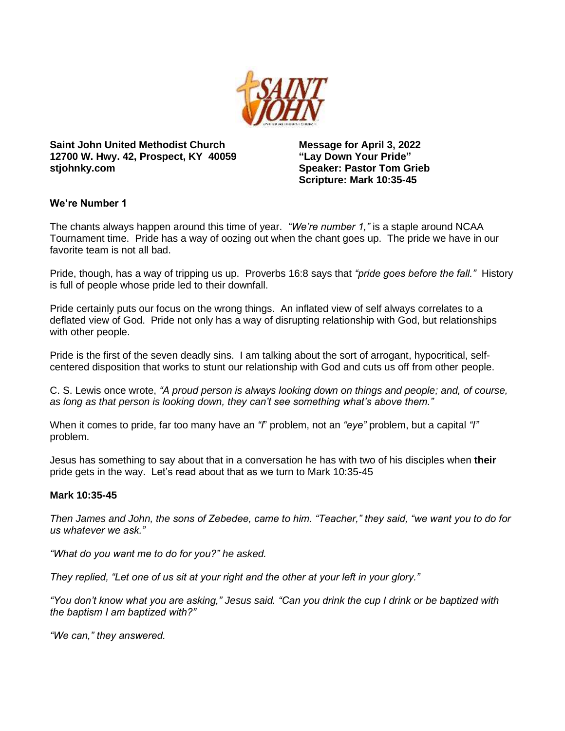**Saint John United Methodist Church**
**12700 W. Hwy. 42, Prospect, KY 40059**
**stjohnky.com**

**Message for April 3, 2022**
**"Lay Down Your Pride"**
**Speaker: Pastor Tom Grieb**
**Scripture: Mark 10:35-45**

### We're Number 1

The chants always happen around this time of year. *"We're number 1,"* is a staple around NCAA Tournament time. Pride has a way of oozing out when the chant goes up. The pride we have in our favorite team is not all bad.

Pride, though, has a way of tripping us up. Proverbs 16:8 says that *"pride goes before the fall."* History is full of people whose pride led to their downfall.

Pride certainly puts our focus on the wrong things. An inflated view of self always correlates to a deflated view of God. Pride not only has a way of disrupting relationship with God, but relationships with other people.

Pride is the first of the seven deadly sins. I am talking about the sort of arrogant, hypocritical, self-centered disposition that works to stunt our relationship with God and cuts us off from other people.

C. S. Lewis once wrote, *"A proud person is always looking down on things and people; and, of course, as long as that person is looking down, they can't see something what's above them."*

When it comes to pride, far too many have an *"I*" problem, not an *"eye"* problem, but a capital *"I"* problem.

Jesus has something to say about that in a conversation he has with two of his disciples when **their** pride gets in the way. Let's read about that as we turn to Mark 10:35-45

### Mark 10:35-45

*Then James and John, the sons of Zebedee, came to him. "Teacher," they said, "we want you to do for us whatever we ask."*

*"What do you want me to do for you?" he asked.*

*They replied, "Let one of us sit at your right and the other at your left in your glory."*

*"You don't know what you are asking," Jesus said. "Can you drink the cup I drink or be baptized with the baptism I am baptized with?"*

*"We can," they answered.*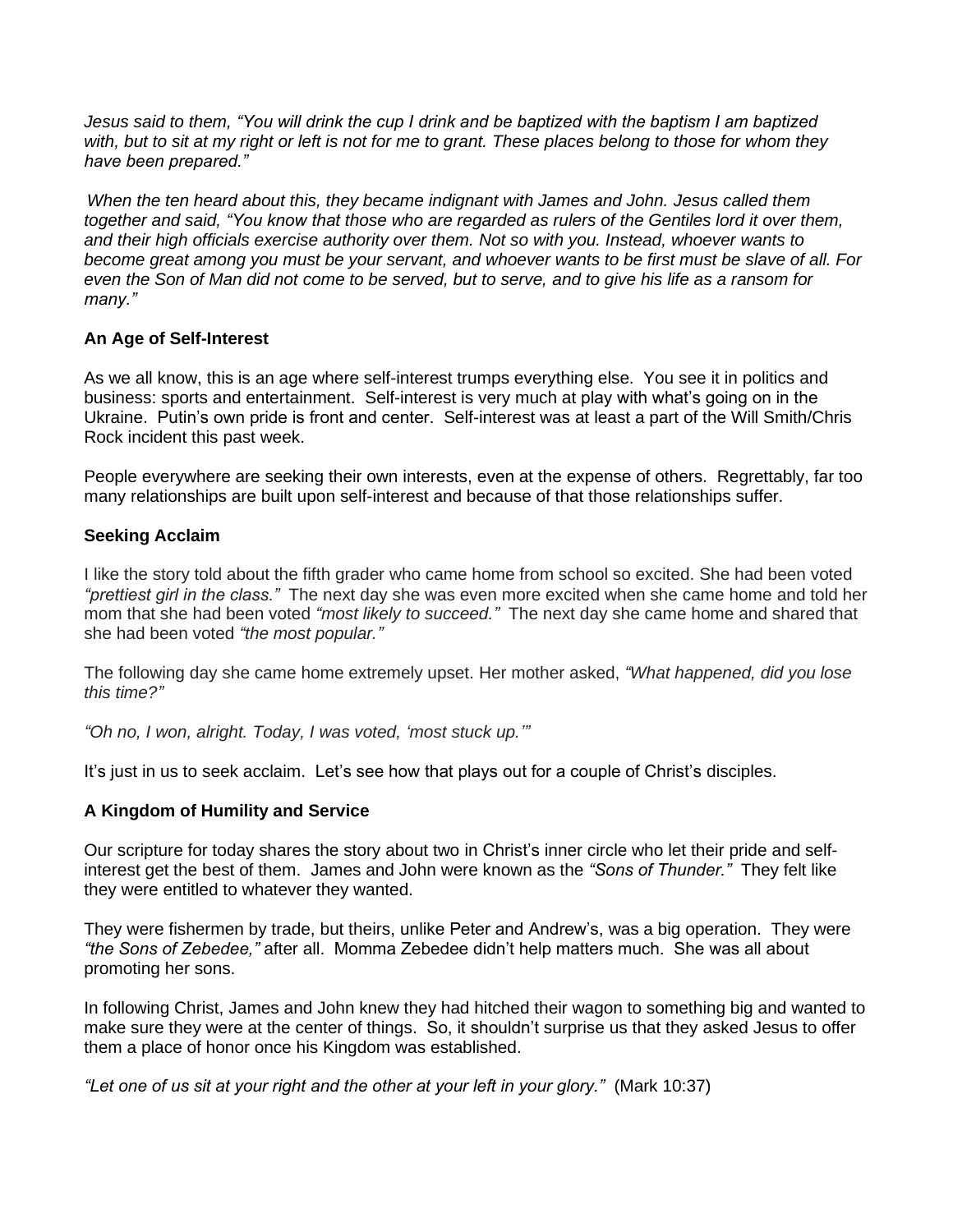*Jesus said to them, "You will drink the cup I drink and be baptized with the baptism I am baptized with, but to sit at my right or left is not for me to grant. These places belong to those for whom they have been prepared."*

*When the ten heard about this, they became indignant with James and John. Jesus called them together and said, "You know that those who are regarded as rulers of the Gentiles lord it over them, and their high officials exercise authority over them. Not so with you. Instead, whoever wants to become great among you must be your servant, and whoever wants to be first must be slave of all. For even the Son of Man did not come to be served, but to serve, and to give his life as a ransom for many."*

**An Age of Self-Interest**

As we all know, this is an age where self-interest trumps everything else. You see it in politics and business: sports and entertainment. Self-interest is very much at play with what's going on in the Ukraine. Putin's own pride is front and center. Self-interest was at least a part of the Will Smith/Chris Rock incident this past week.

People everywhere are seeking their own interests, even at the expense of others. Regrettably, far too many relationships are built upon self-interest and because of that those relationships suffer.

**Seeking Acclaim**

I like the story told about the fifth grader who came home from school so excited. She had been voted *"prettiest girl in the class."* The next day she was even more excited when she came home and told her mom that she had been voted *"most likely to succeed."* The next day she came home and shared that she had been voted *"the most popular."*

The following day she came home extremely upset. Her mother asked, *"What happened, did you lose this time?"*

*"Oh no, I won, alright. Today, I was voted, 'most stuck up.'"*

It's just in us to seek acclaim. Let's see how that plays out for a couple of Christ's disciples.

**A Kingdom of Humility and Service**

Our scripture for today shares the story about two in Christ's inner circle who let their pride and self-interest get the best of them. James and John were known as the *"Sons of Thunder."* They felt like they were entitled to whatever they wanted.

They were fishermen by trade, but theirs, unlike Peter and Andrew's, was a big operation. They were *"the Sons of Zebedee,"* after all. Momma Zebedee didn't help matters much. She was all about promoting her sons.

In following Christ, James and John knew they had hitched their wagon to something big and wanted to make sure they were at the center of things. So, it shouldn't surprise us that they asked Jesus to offer them a place of honor once his Kingdom was established.

*"Let one of us sit at your right and the other at your left in your glory."* (Mark 10:37)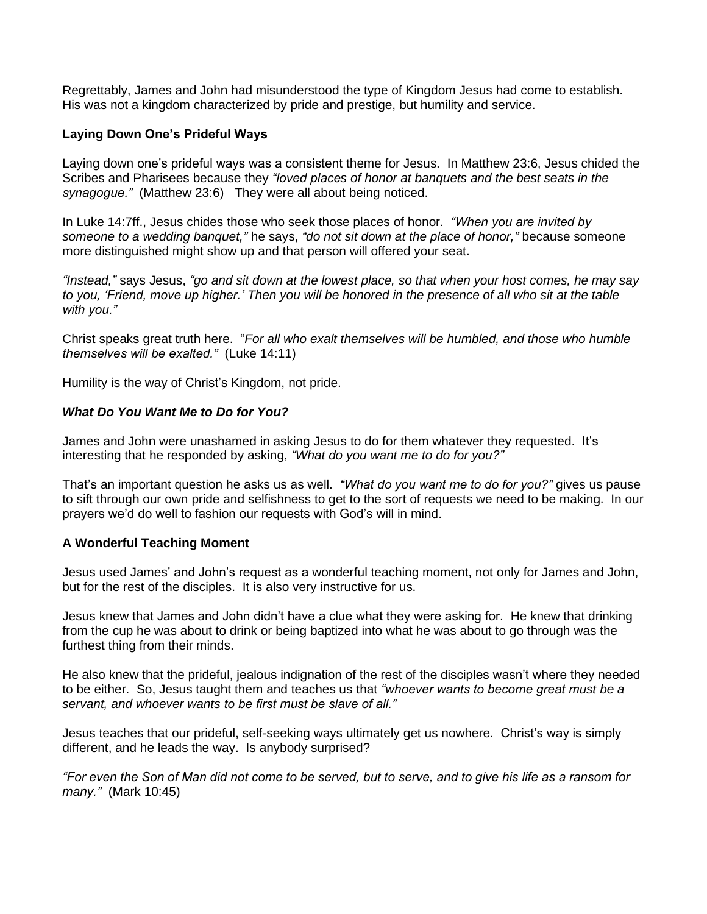Regrettably, James and John had misunderstood the type of Kingdom Jesus had come to establish. His was not a kingdom characterized by pride and prestige, but humility and service.

**Laying Down One's Prideful Ways**

Laying down one's prideful ways was a consistent theme for Jesus. In Matthew 23:6, Jesus chided the Scribes and Pharisees because they *"loved places of honor at banquets and the best seats in the synagogue."* (Matthew 23:6) They were all about being noticed.

In Luke 14:7ff., Jesus chides those who seek those places of honor. *"When you are invited by someone to a wedding banquet,"* he says, *"do not sit down at the place of honor,"* because someone more distinguished might show up and that person will offered your seat.

*"Instead,"* says Jesus, *"go and sit down at the lowest place, so that when your host comes, he may say to you, 'Friend, move up higher.' Then you will be honored in the presence of all who sit at the table with you."*

Christ speaks great truth here. "*For all who exalt themselves will be humbled, and those who humble themselves will be exalted."* (Luke 14:11)

Humility is the way of Christ's Kingdom, not pride.

***What Do You Want Me to Do for You?***

James and John were unashamed in asking Jesus to do for them whatever they requested. It's interesting that he responded by asking, *"What do you want me to do for you?"*

That's an important question he asks us as well. *"What do you want me to do for you?"* gives us pause to sift through our own pride and selfishness to get to the sort of requests we need to be making. In our prayers we'd do well to fashion our requests with God's will in mind.

**A Wonderful Teaching Moment**

Jesus used James' and John's request as a wonderful teaching moment, not only for James and John, but for the rest of the disciples. It is also very instructive for us.

Jesus knew that James and John didn't have a clue what they were asking for. He knew that drinking from the cup he was about to drink or being baptized into what he was about to go through was the furthest thing from their minds.

He also knew that the prideful, jealous indignation of the rest of the disciples wasn't where they needed to be either. So, Jesus taught them and teaches us that *"whoever wants to become great must be a servant, and whoever wants to be first must be slave of all."*

Jesus teaches that our prideful, self-seeking ways ultimately get us nowhere. Christ's way is simply different, and he leads the way. Is anybody surprised?

*"For even the Son of Man did not come to be served, but to serve, and to give his life as a ransom for many."* (Mark 10:45)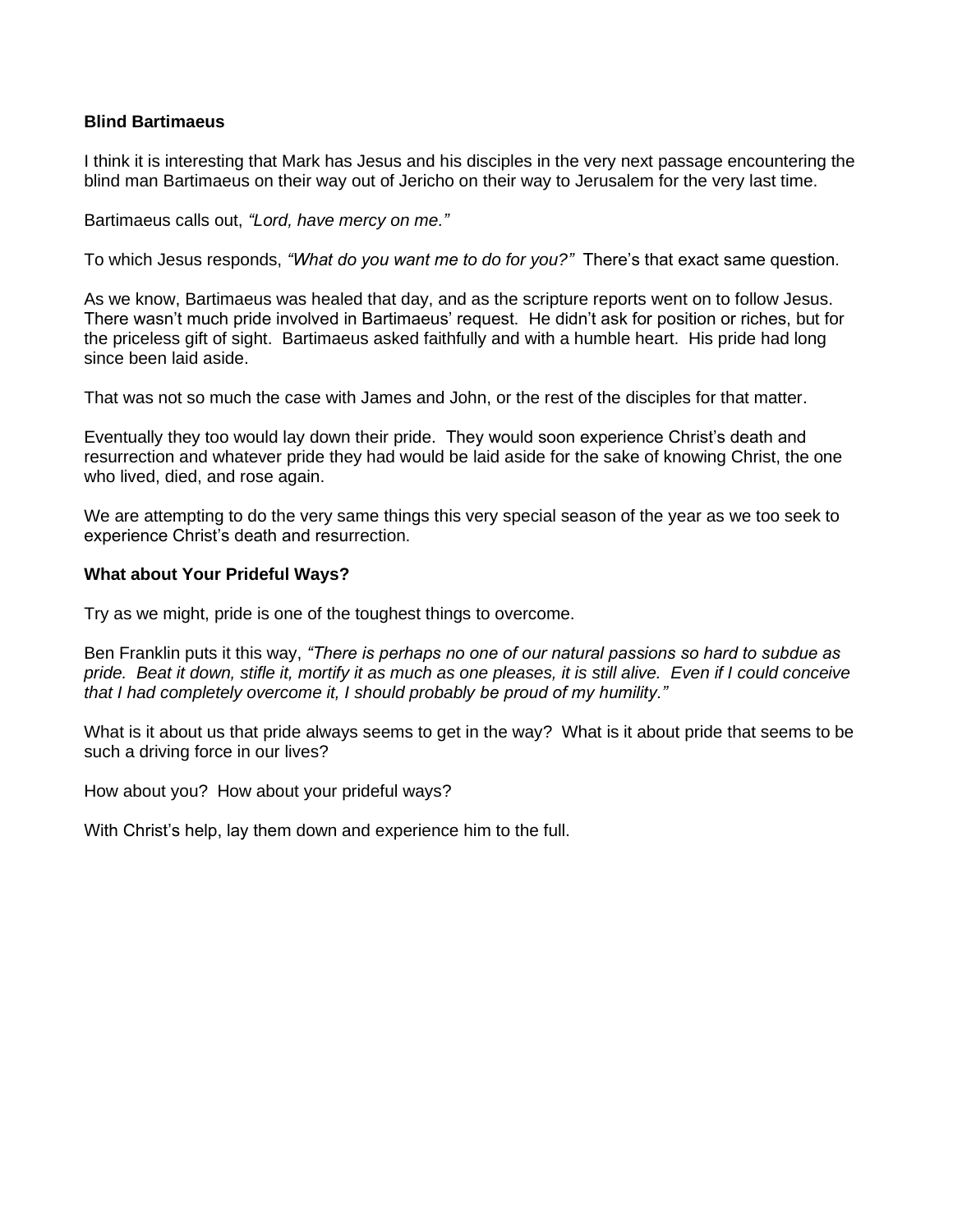**Blind Bartimaeus**

I think it is interesting that Mark has Jesus and his disciples in the very next passage encountering the blind man Bartimaeus on their way out of Jericho on their way to Jerusalem for the very last time.

Bartimaeus calls out, *"Lord, have mercy on me."*

To which Jesus responds, *"What do you want me to do for you?"* There's that exact same question.

As we know, Bartimaeus was healed that day, and as the scripture reports went on to follow Jesus. There wasn't much pride involved in Bartimaeus' request. He didn't ask for position or riches, but for the priceless gift of sight. Bartimaeus asked faithfully and with a humble heart. His pride had long since been laid aside.

That was not so much the case with James and John, or the rest of the disciples for that matter.

Eventually they too would lay down their pride. They would soon experience Christ's death and resurrection and whatever pride they had would be laid aside for the sake of knowing Christ, the one who lived, died, and rose again.

We are attempting to do the very same things this very special season of the year as we too seek to experience Christ's death and resurrection.

**What about Your Prideful Ways?**

Try as we might, pride is one of the toughest things to overcome.

Ben Franklin puts it this way, *"There is perhaps no one of our natural passions so hard to subdue as pride. Beat it down, stifle it, mortify it as much as one pleases, it is still alive. Even if I could conceive that I had completely overcome it, I should probably be proud of my humility."*

What is it about us that pride always seems to get in the way? What is it about pride that seems to be such a driving force in our lives?

How about you? How about your prideful ways?

With Christ's help, lay them down and experience him to the full.